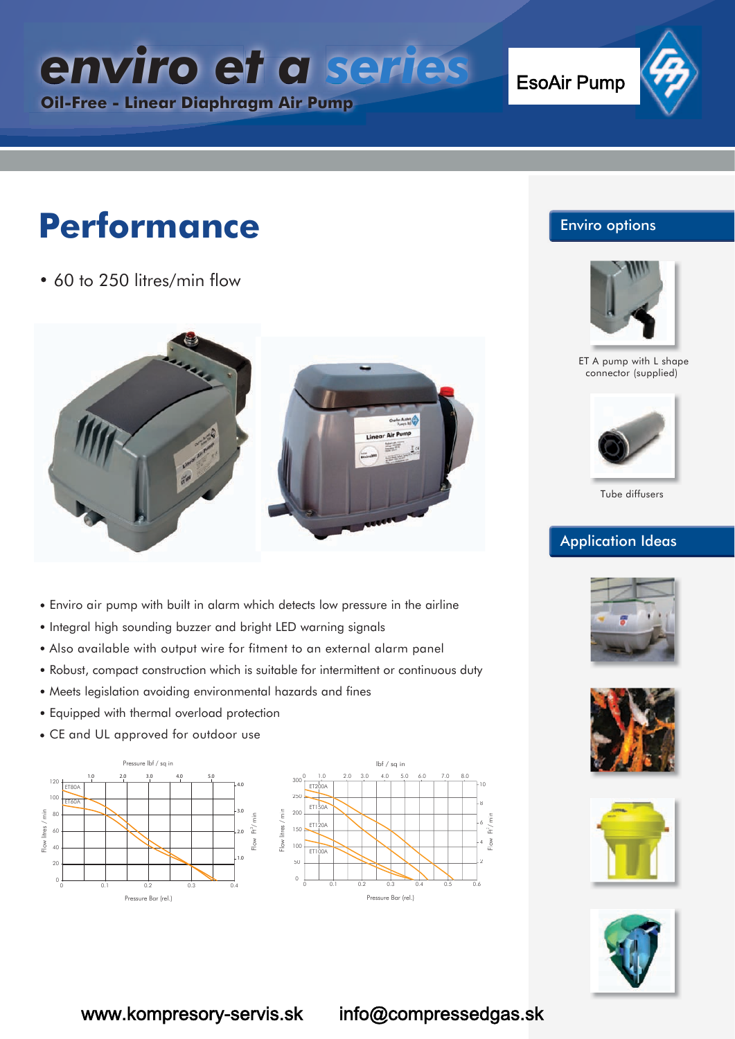# enviro et a series

**Oil-Free - Linear Diaphragm Air Pump**

EsoAir Pump

## Performance

- 60 to 250 litres/min flow

- Enviro air pump with built in alarm which detects low pressure in the airline
- Integral high sounding buzzer and bright LED warning signals
- Also available with output wire for fitment to an external alarm panel
- Robust, compact construction which is suitable for intermittent or continuous duty
- Meets legislation avoiding environmental hazards and fines
- Equipped with thermal overload protection
- CE and UL approved for outdoor use

## Enviro options

ET A pump with L shape connector (supplied)

Tube diffusers

## Application Ideas

www.kompresory-servis.sk info@compressedgas.sk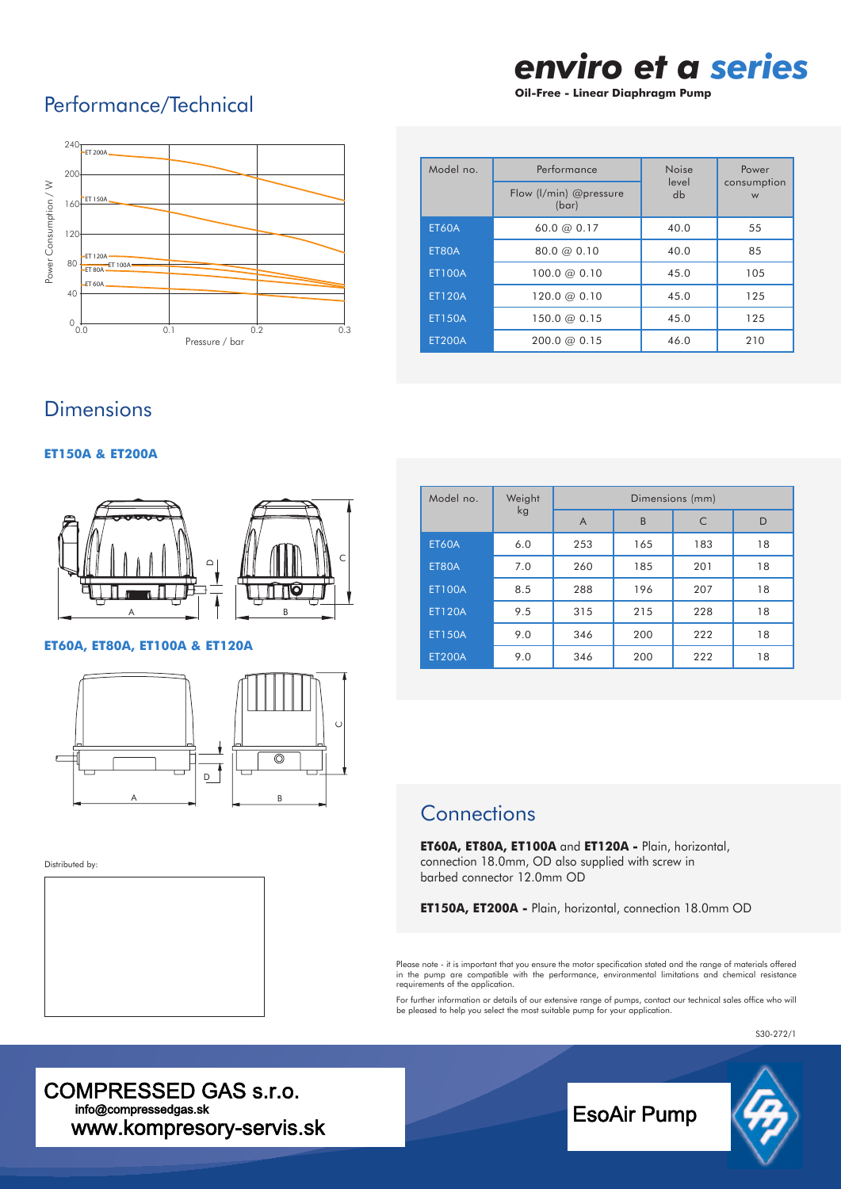# enviro et a series

**Oil-Free - Linear Diaphragm Pump**

## Performance/Technical

240
200
160
120
80
40
0
0.0
0.1
0.2
0.3
Power Consumption / W
Pressure / bar
ET 200A
ET 150A
ET 120A
ET 100A
ET 80A
ET 60A

| Model no. | Performance | Noise level db | Power consumption w |
|---|---|---|---|
| | Flow (l/min) @pressure (bar) | | |
| ET60A | 60.0 @ 0.17 | 40.0 | 55 |
| ET80A | 80.0 @ 0.10 | 40.0 | 85 |
| ET100A | 100.0 @ 0.10 | 45.0 | 105 |
| ET120A | 120.0 @ 0.10 | 45.0 | 125 |
| ET150A | 150.0 @ 0.15 | 45.0 | 125 |
| ET200A | 200.0 @ 0.15 | 46.0 | 210 |

## Dimensions

### ET150A & ET200A

A
B
C
D

### ET60A, ET80A, ET100A & ET120A

A
B
C
D

| Model no. | Weight kg | Dimensions (mm) | | | |
|---|---|---|---|---|---|
| | | A | B | C | D |
| ET60A | 6.0 | 253 | 165 | 183 | 18 |
| ET80A | 7.0 | 260 | 185 | 201 | 18 |
| ET100A | 8.5 | 288 | 196 | 207 | 18 |
| ET120A | 9.5 | 315 | 215 | 228 | 18 |
| ET150A | 9.0 | 346 | 200 | 222 | 18 |
| ET200A | 9.0 | 346 | 200 | 222 | 18 |

## Connections

**ET60A, ET80A, ET100A** and **ET120A -** Plain, horizontal, connection 18.0mm, OD also supplied with screw in barbed connector 12.0mm OD

**ET150A, ET200A -** Plain, horizontal, connection 18.0mm OD

Please note - it is important that you ensure the motor specification stated and the range of materials offered in the pump are compatible with the performance, environmental limitations and chemical resistance requirements of the application.

For further information or details of our extensive range of pumps, contact our technical sales office who will be pleased to help you select the most suitable pump for your application.

Distributed by:

S30-272/1

COMPRESSED GAS s.r.o.
info@compressedgas.sk
www.kompresory-servis.sk

EsoAir Pump